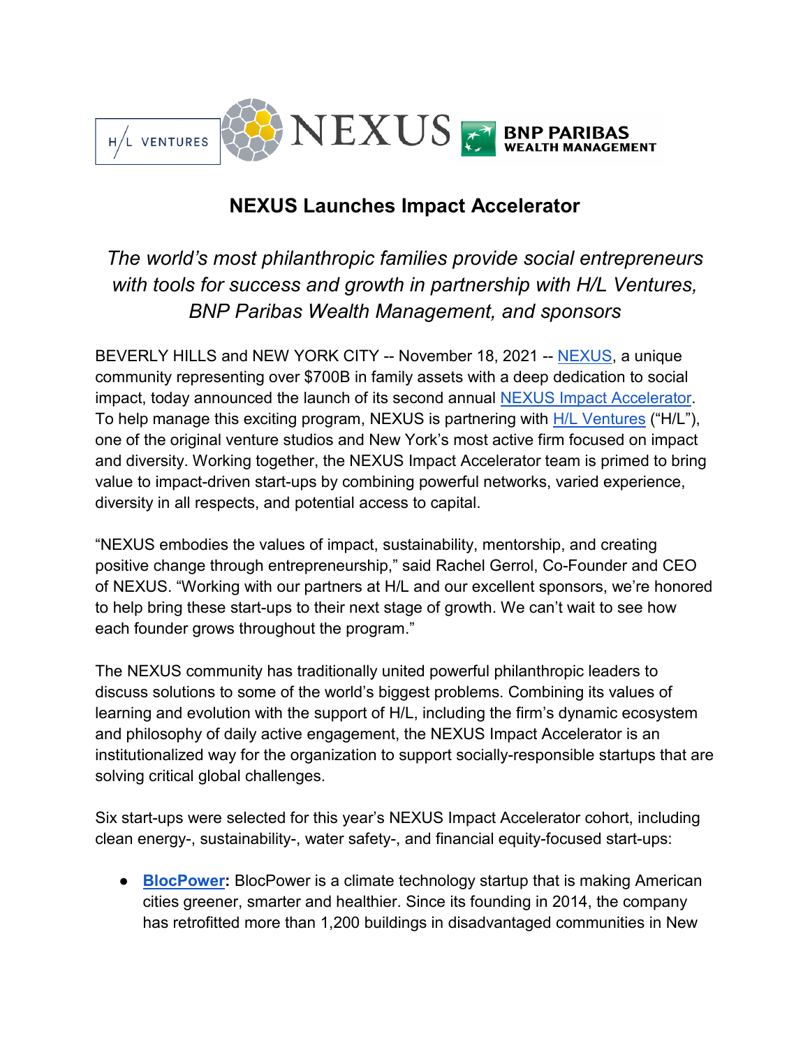# NEXUS Launches Impact Accelerator

*The world's most philanthropic families provide social entrepreneurs with tools for success and growth in partnership with H/L Ventures, BNP Paribas Wealth Management, and sponsors*

BEVERLY HILLS and NEW YORK CITY -- November 18, 2021 -- NEXUS, a unique community representing over $700B in family assets with a deep dedication to social impact, today announced the launch of its second annual NEXUS Impact Accelerator. To help manage this exciting program, NEXUS is partnering with H/L Ventures ("H/L"), one of the original venture studios and New York's most active firm focused on impact and diversity. Working together, the NEXUS Impact Accelerator team is primed to bring value to impact-driven start-ups by combining powerful networks, varied experience, diversity in all respects, and potential access to capital.

"NEXUS embodies the values of impact, sustainability, mentorship, and creating positive change through entrepreneurship," said Rachel Gerrol, Co-Founder and CEO of NEXUS. "Working with our partners at H/L and our excellent sponsors, we're honored to help bring these start-ups to their next stage of growth. We can't wait to see how each founder grows throughout the program."

The NEXUS community has traditionally united powerful philanthropic leaders to discuss solutions to some of the world's biggest problems. Combining its values of learning and evolution with the support of H/L, including the firm's dynamic ecosystem and philosophy of daily active engagement, the NEXUS Impact Accelerator is an institutionalized way for the organization to support socially-responsible startups that are solving critical global challenges.

Six start-ups were selected for this year's NEXUS Impact Accelerator cohort, including clean energy-, sustainability-, water safety-, and financial equity-focused start-ups:

- **BlocPower:** BlocPower is a climate technology startup that is making American cities greener, smarter and healthier. Since its founding in 2014, the company has retrofitted more than 1,200 buildings in disadvantaged communities in New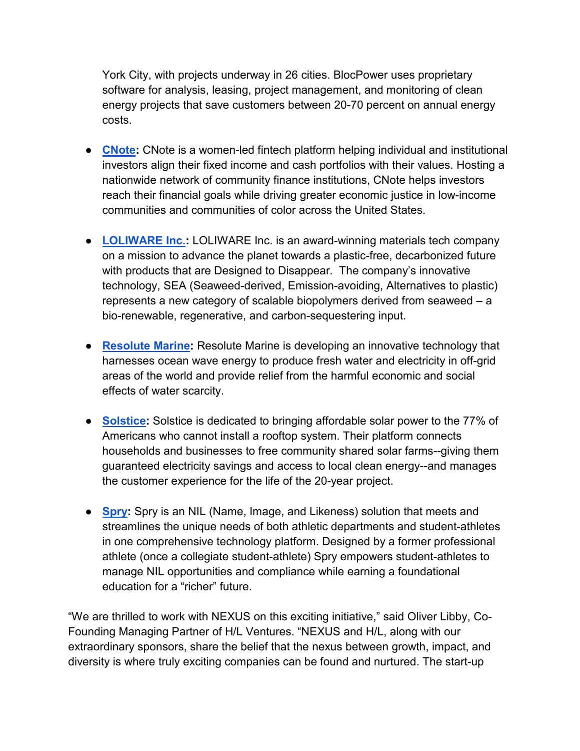York City, with projects underway in 26 cities. BlocPower uses proprietary software for analysis, leasing, project management, and monitoring of clean energy projects that save customers between 20-70 percent on annual energy costs.

- **CNote:** CNote is a women-led fintech platform helping individual and institutional investors align their fixed income and cash portfolios with their values. Hosting a nationwide network of community finance institutions, CNote helps investors reach their financial goals while driving greater economic justice in low-income communities and communities of color across the United States.

- **LOLIWARE Inc.:** LOLIWARE Inc. is an award-winning materials tech company on a mission to advance the planet towards a plastic-free, decarbonized future with products that are Designed to Disappear. The company's innovative technology, SEA (Seaweed-derived, Emission-avoiding, Alternatives to plastic) represents a new category of scalable biopolymers derived from seaweed – a bio-renewable, regenerative, and carbon-sequestering input.

- **Resolute Marine:** Resolute Marine is developing an innovative technology that harnesses ocean wave energy to produce fresh water and electricity in off-grid areas of the world and provide relief from the harmful economic and social effects of water scarcity.

- **Solstice:** Solstice is dedicated to bringing affordable solar power to the 77% of Americans who cannot install a rooftop system. Their platform connects households and businesses to free community shared solar farms--giving them guaranteed electricity savings and access to local clean energy--and manages the customer experience for the life of the 20-year project.

- **Spry:** Spry is an NIL (Name, Image, and Likeness) solution that meets and streamlines the unique needs of both athletic departments and student-athletes in one comprehensive technology platform. Designed by a former professional athlete (once a collegiate student-athlete) Spry empowers student-athletes to manage NIL opportunities and compliance while earning a foundational education for a "richer" future.

"We are thrilled to work with NEXUS on this exciting initiative," said Oliver Libby, Co-Founding Managing Partner of H/L Ventures. "NEXUS and H/L, along with our extraordinary sponsors, share the belief that the nexus between growth, impact, and diversity is where truly exciting companies can be found and nurtured. The start-up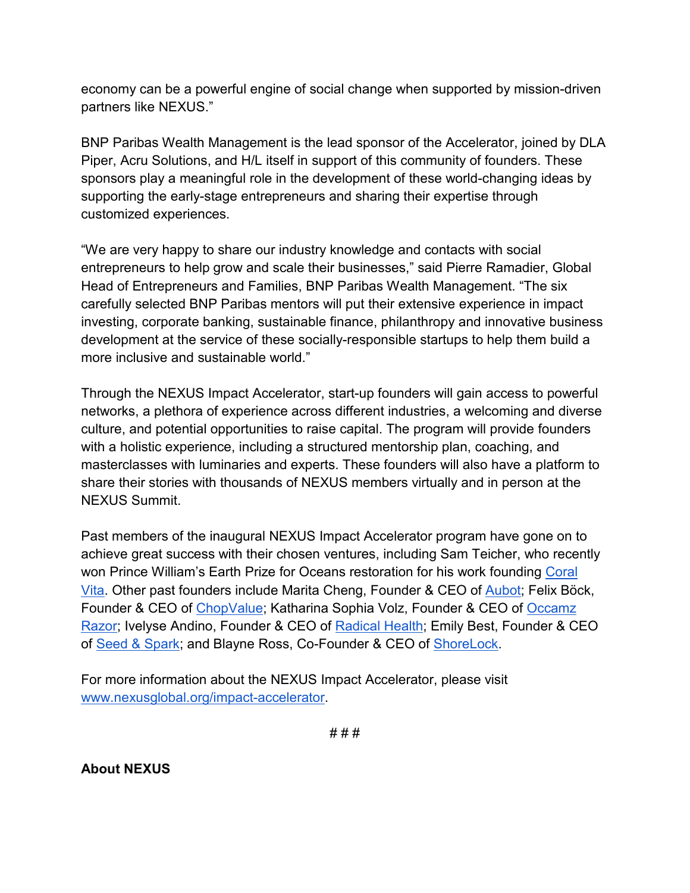economy can be a powerful engine of social change when supported by mission-driven partners like NEXUS."

BNP Paribas Wealth Management is the lead sponsor of the Accelerator, joined by DLA Piper, Acru Solutions, and H/L itself in support of this community of founders. These sponsors play a meaningful role in the development of these world-changing ideas by supporting the early-stage entrepreneurs and sharing their expertise through customized experiences.

"We are very happy to share our industry knowledge and contacts with social entrepreneurs to help grow and scale their businesses," said Pierre Ramadier, Global Head of Entrepreneurs and Families, BNP Paribas Wealth Management. "The six carefully selected BNP Paribas mentors will put their extensive experience in impact investing, corporate banking, sustainable finance, philanthropy and innovative business development at the service of these socially-responsible startups to help them build a more inclusive and sustainable world."

Through the NEXUS Impact Accelerator, start-up founders will gain access to powerful networks, a plethora of experience across different industries, a welcoming and diverse culture, and potential opportunities to raise capital. The program will provide founders with a holistic experience, including a structured mentorship plan, coaching, and masterclasses with luminaries and experts. These founders will also have a platform to share their stories with thousands of NEXUS members virtually and in person at the NEXUS Summit.

Past members of the inaugural NEXUS Impact Accelerator program have gone on to achieve great success with their chosen ventures, including Sam Teicher, who recently won Prince William's Earth Prize for Oceans restoration for his work founding Coral Vita. Other past founders include Marita Cheng, Founder & CEO of Aubot; Felix Böck, Founder & CEO of ChopValue; Katharina Sophia Volz, Founder & CEO of Occamz Razor; Ivelyse Andino, Founder & CEO of Radical Health; Emily Best, Founder & CEO of Seed & Spark; and Blayne Ross, Co-Founder & CEO of ShoreLock.

For more information about the NEXUS Impact Accelerator, please visit www.nexusglobal.org/impact-accelerator.

# # #

**About NEXUS**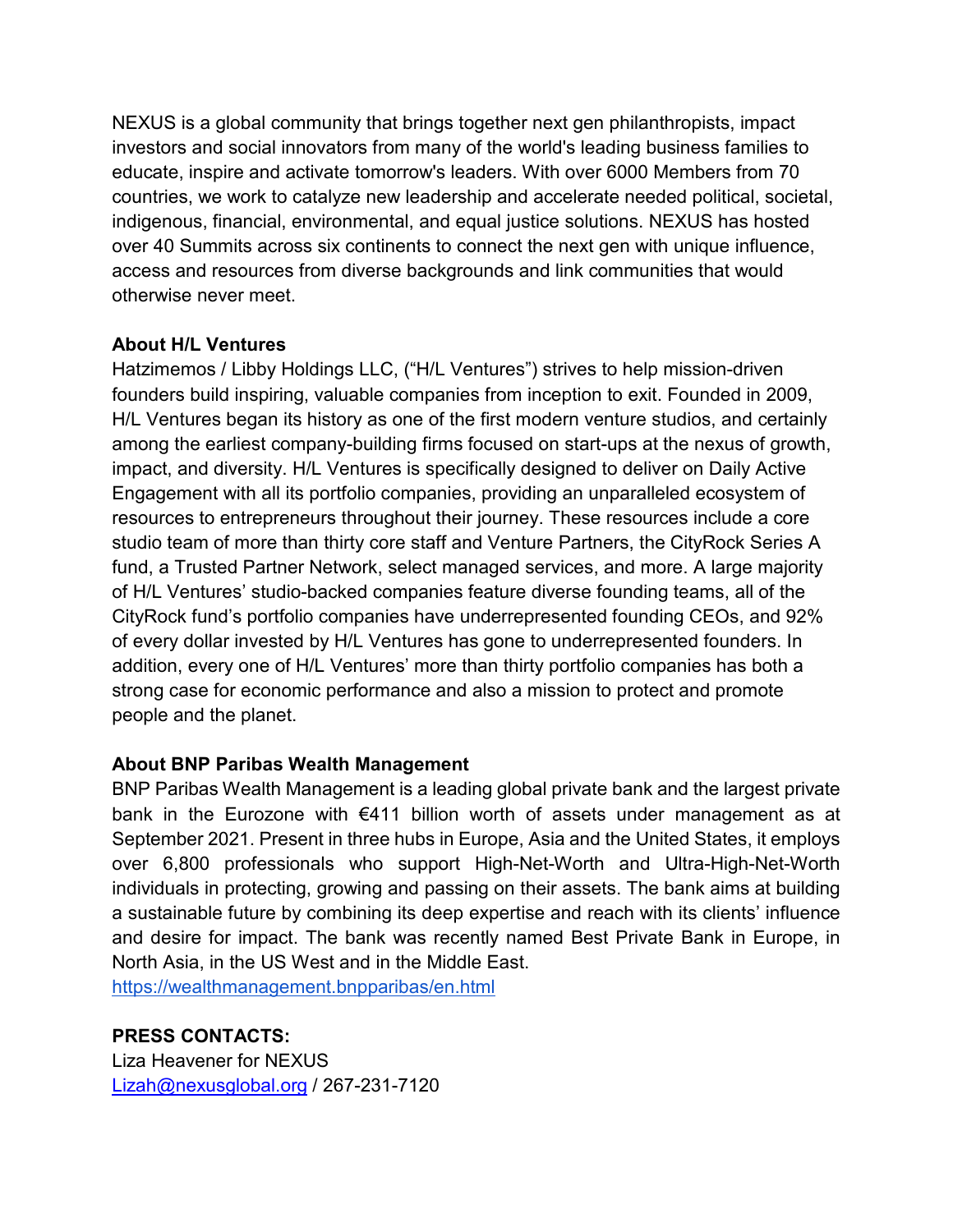NEXUS is a global community that brings together next gen philanthropists, impact investors and social innovators from many of the world's leading business families to educate, inspire and activate tomorrow's leaders. With over 6000 Members from 70 countries, we work to catalyze new leadership and accelerate needed political, societal, indigenous, financial, environmental, and equal justice solutions. NEXUS has hosted over 40 Summits across six continents to connect the next gen with unique influence, access and resources from diverse backgrounds and link communities that would otherwise never meet.

**About H/L Ventures**

Hatzimemos / Libby Holdings LLC, ("H/L Ventures") strives to help mission-driven founders build inspiring, valuable companies from inception to exit. Founded in 2009, H/L Ventures began its history as one of the first modern venture studios, and certainly among the earliest company-building firms focused on start-ups at the nexus of growth, impact, and diversity. H/L Ventures is specifically designed to deliver on Daily Active Engagement with all its portfolio companies, providing an unparalleled ecosystem of resources to entrepreneurs throughout their journey. These resources include a core studio team of more than thirty core staff and Venture Partners, the CityRock Series A fund, a Trusted Partner Network, select managed services, and more. A large majority of H/L Ventures' studio-backed companies feature diverse founding teams, all of the CityRock fund's portfolio companies have underrepresented founding CEOs, and 92% of every dollar invested by H/L Ventures has gone to underrepresented founders. In addition, every one of H/L Ventures' more than thirty portfolio companies has both a strong case for economic performance and also a mission to protect and promote people and the planet.

**About BNP Paribas Wealth Management**

BNP Paribas Wealth Management is a leading global private bank and the largest private bank in the Eurozone with €411 billion worth of assets under management as at September 2021. Present in three hubs in Europe, Asia and the United States, it employs over 6,800 professionals who support High-Net-Worth and Ultra-High-Net-Worth individuals in protecting, growing and passing on their assets. The bank aims at building a sustainable future by combining its deep expertise and reach with its clients' influence and desire for impact. The bank was recently named Best Private Bank in Europe, in North Asia, in the US West and in the Middle East.
https://wealthmanagement.bnpparibas/en.html

**PRESS CONTACTS:**

Liza Heavener for NEXUS
Lizah@nexusglobal.org / 267-231-7120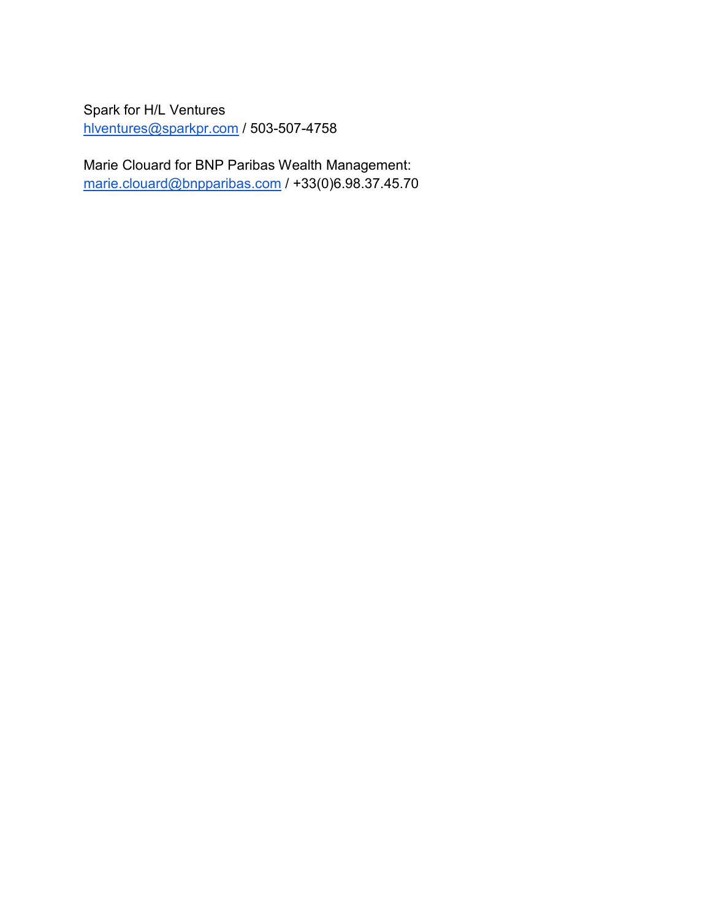Spark for H/L Ventures
hlventures@sparkpr.com / 503-507-4758

Marie Clouard for BNP Paribas Wealth Management:
marie.clouard@bnpparibas.com / +33(0)6.98.37.45.70